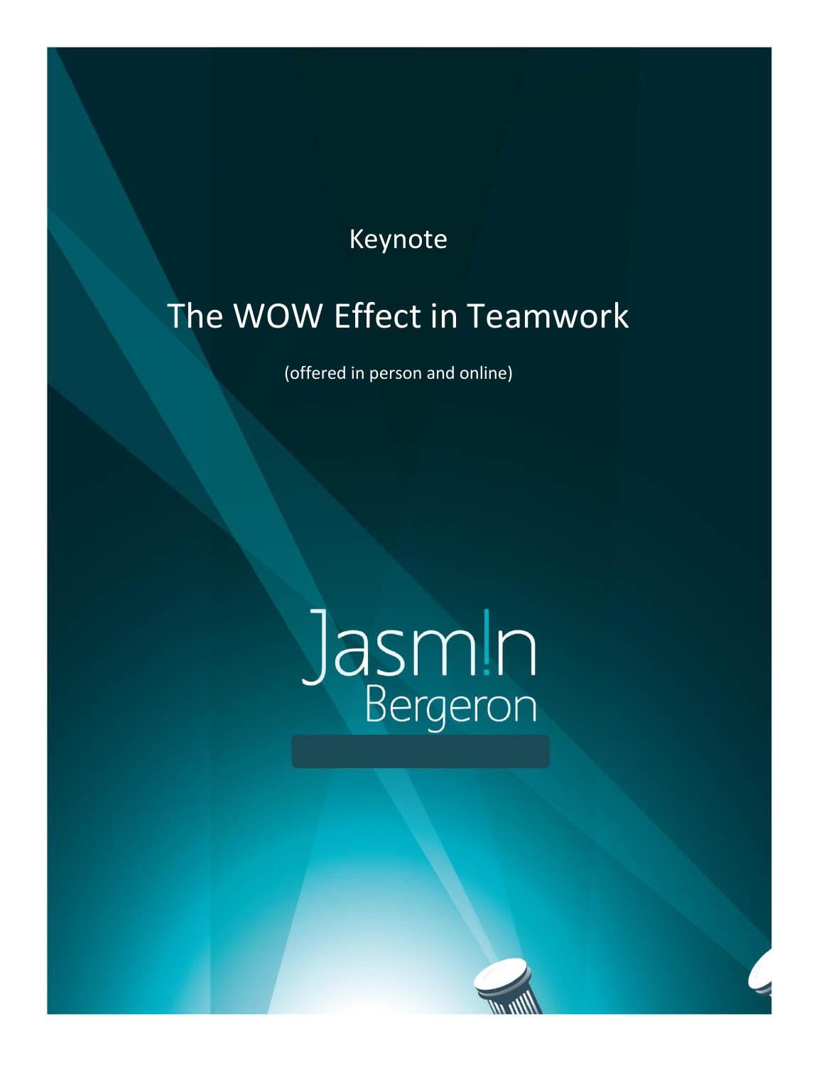Keynote

# The WOW Effect in Teamwork

(offered in person and online)

Jasm!n
Bergeron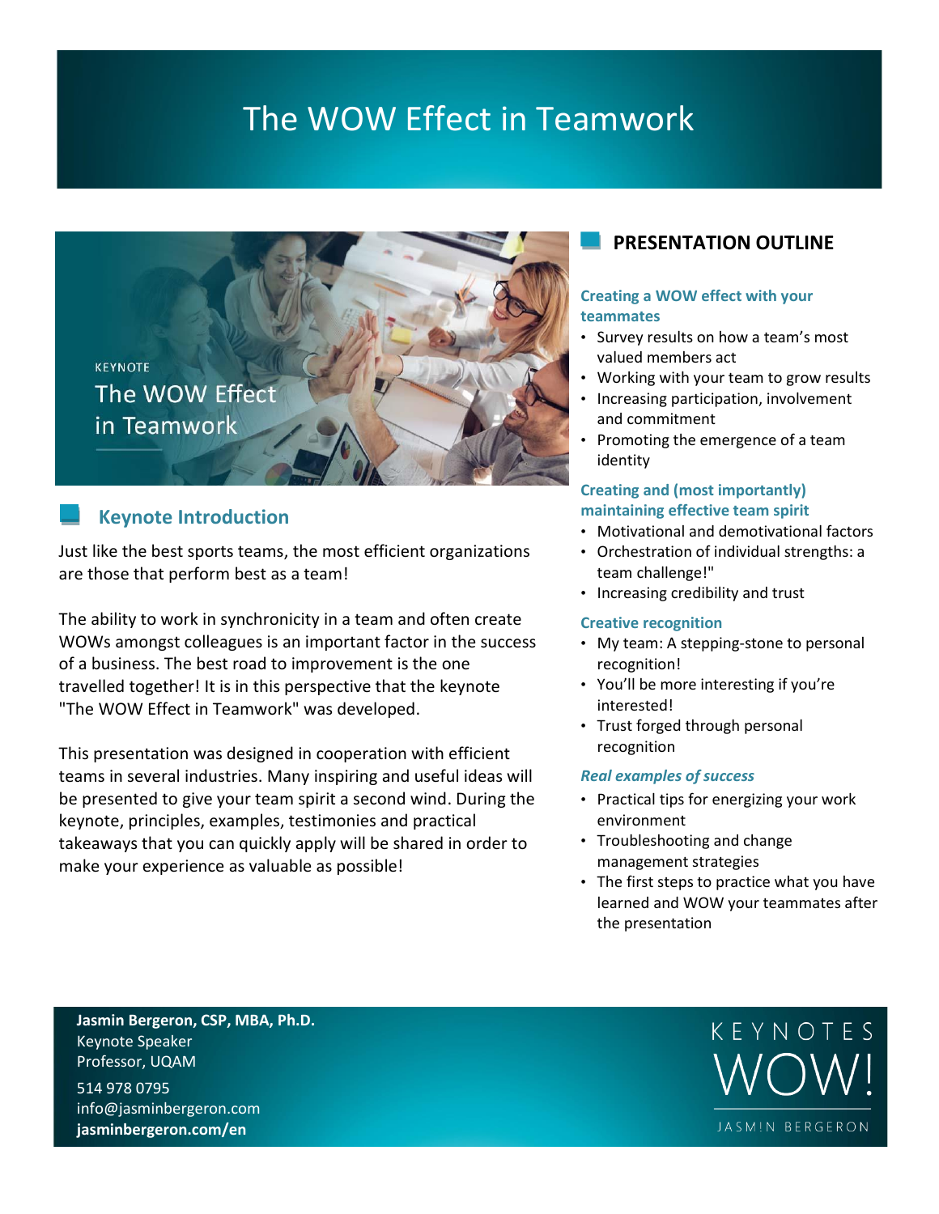# The WOW Effect in Teamwork

KEYNOTE

The WOW Effect in Teamwork

## Keynote Introduction

Just like the best sports teams, the most efficient organizations are those that perform best as a team!

The ability to work in synchronicity in a team and often create WOWs amongst colleagues is an important factor in the success of a business. The best road to improvement is the one travelled together! It is in this perspective that the keynote "The WOW Effect in Teamwork" was developed.

This presentation was designed in cooperation with efficient teams in several industries. Many inspiring and useful ideas will be presented to give your team spirit a second wind. During the keynote, principles, examples, testimonies and practical takeaways that you can quickly apply will be shared in order to make your experience as valuable as possible!

## PRESENTATION OUTLINE

### Creating a WOW effect with your teammates

- Survey results on how a team's most valued members act
- Working with your team to grow results
- Increasing participation, involvement and commitment
- Promoting the emergence of a team identity

### Creating and (most importantly) maintaining effective team spirit

- Motivational and demotivational factors
- Orchestration of individual strengths: a team challenge!"
- Increasing credibility and trust

### Creative recognition

- My team: A stepping-stone to personal recognition!
- You'll be more interesting if you're interested!
- Trust forged through personal recognition

### *Real examples of success*

- Practical tips for energizing your work environment
- Troubleshooting and change management strategies
- The first steps to practice what you have learned and WOW your teammates after the presentation

**Jasmin Bergeron, CSP, MBA, Ph.D.**
Keynote Speaker
Professor, UQAM

514 978 0795
info@jasminbergeron.com
**jasminbergeron.com/en**

KEYNOTES WOW! JASMIN BERGERON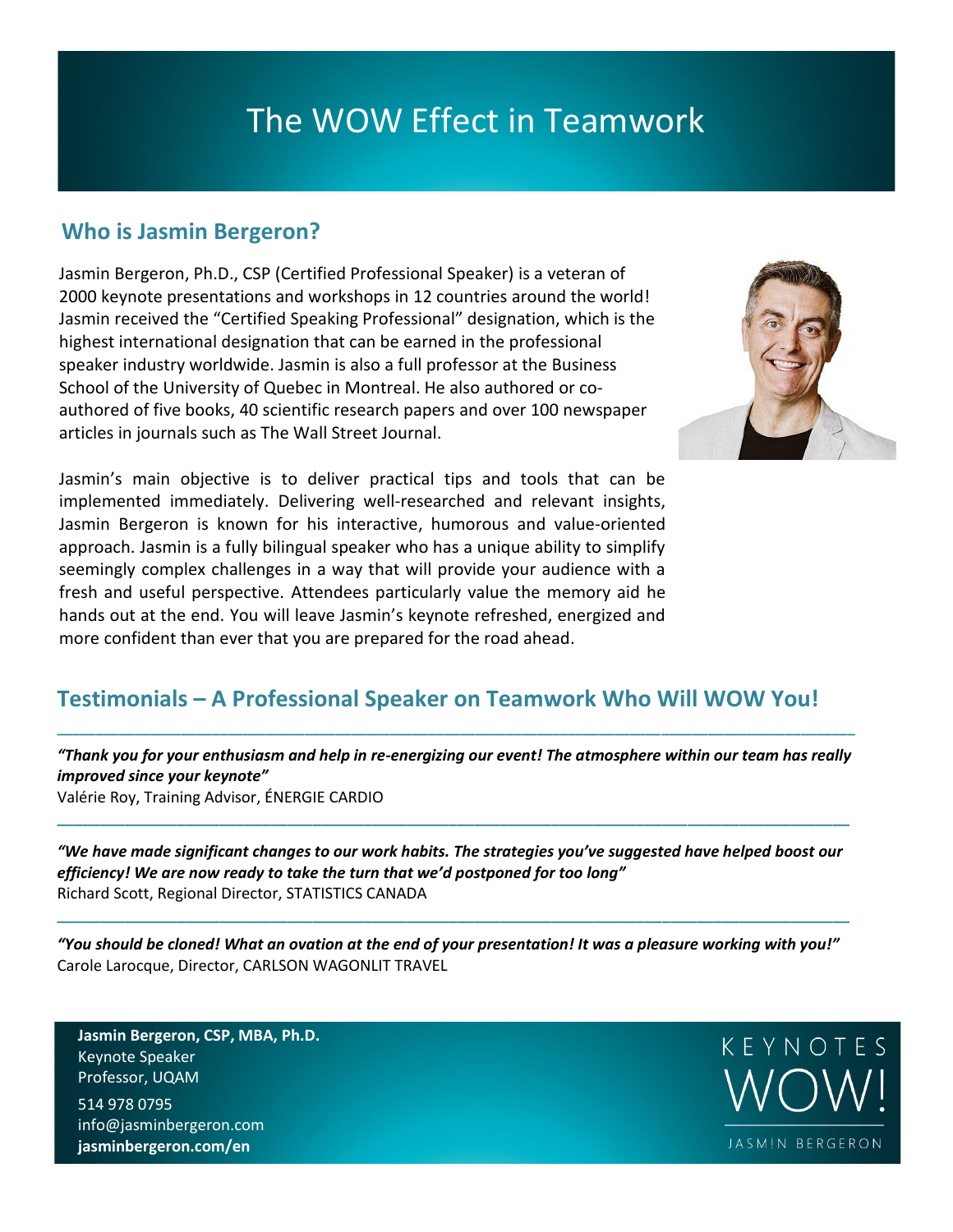# The WOW Effect in Teamwork

## Who is Jasmin Bergeron?

Jasmin Bergeron, Ph.D., CSP (Certified Professional Speaker) is a veteran of 2000 keynote presentations and workshops in 12 countries around the world! Jasmin received the "Certified Speaking Professional" designation, which is the highest international designation that can be earned in the professional speaker industry worldwide. Jasmin is also a full professor at the Business School of the University of Quebec in Montreal. He also authored or co-authored of five books, 40 scientific research papers and over 100 newspaper articles in journals such as The Wall Street Journal.

Jasmin's main objective is to deliver practical tips and tools that can be implemented immediately. Delivering well-researched and relevant insights, Jasmin Bergeron is known for his interactive, humorous and value-oriented approach. Jasmin is a fully bilingual speaker who has a unique ability to simplify seemingly complex challenges in a way that will provide your audience with a fresh and useful perspective. Attendees particularly value the memory aid he hands out at the end. You will leave Jasmin's keynote refreshed, energized and more confident than ever that you are prepared for the road ahead.

## Testimonials – A Professional Speaker on Teamwork Who Will WOW You!

---

***"Thank you for your enthusiasm and help in re-energizing our event! The atmosphere within our team has really improved since your keynote"***
Valérie Roy, Training Advisor, ÉNERGIE CARDIO

---

***"We have made significant changes to our work habits. The strategies you've suggested have helped boost our efficiency! We are now ready to take the turn that we'd postponed for too long"***
Richard Scott, Regional Director, STATISTICS CANADA

---

***"You should be cloned! What an ovation at the end of your presentation! It was a pleasure working with you!"***
Carole Larocque, Director, CARLSON WAGONLIT TRAVEL

**Jasmin Bergeron, CSP, MBA, Ph.D.**
Keynote Speaker
Professor, UQAM

514 978 0795
info@jasminbergeron.com
**jasminbergeron.com/en**

KEYNOTES WOW! JASMIN BERGERON